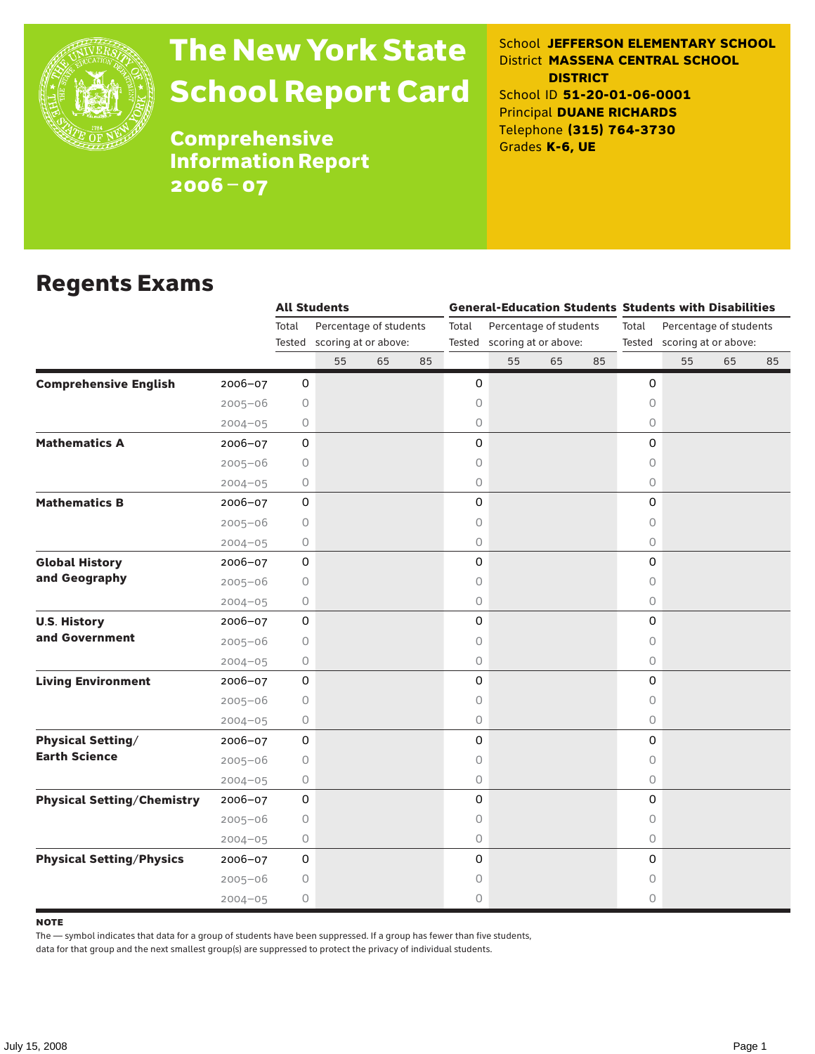# The New York State School Report Card

## Comprehensive Information Report 2006–07

School **JEFFERSON ELEMENTARY SCHOOL**
District **MASSENA CENTRAL SCHOOL DISTRICT**
School ID **51-20-01-06-0001**
Principal **DUANE RICHARDS**
Telephone **(315) 764-3730**
Grades **K-6, UE**

## Regents Exams

| | | All Students | | | | General-Education Students | | | | Students with Disabilities | | | |
|---|---|---|---|---|---|---|---|---|---|---|---|---|---|
| | | Total Tested | Percentage of students scoring at or above: | | | Total Tested | Percentage of students scoring at or above: | | | Total Tested | Percentage of students scoring at or above: | | |
| | | | 55 | 65 | 85 | | 55 | 65 | 85 | | 55 | 65 | 85 |
| **Comprehensive English** | 2006–07 | 0 | | | | 0 | | | | 0 | | | |
| | 2005–06 | 0 | | | | 0 | | | | 0 | | | |
| | 2004–05 | 0 | | | | 0 | | | | 0 | | | |
| **Mathematics A** | 2006–07 | 0 | | | | 0 | | | | 0 | | | |
| | 2005–06 | 0 | | | | 0 | | | | 0 | | | |
| | 2004–05 | 0 | | | | 0 | | | | 0 | | | |
| **Mathematics B** | 2006–07 | 0 | | | | 0 | | | | 0 | | | |
| | 2005–06 | 0 | | | | 0 | | | | 0 | | | |
| | 2004–05 | 0 | | | | 0 | | | | 0 | | | |
| **Global History and Geography** | 2006–07 | 0 | | | | 0 | | | | 0 | | | |
| | 2005–06 | 0 | | | | 0 | | | | 0 | | | |
| | 2004–05 | 0 | | | | 0 | | | | 0 | | | |
| **U.S. History and Government** | 2006–07 | 0 | | | | 0 | | | | 0 | | | |
| | 2005–06 | 0 | | | | 0 | | | | 0 | | | |
| | 2004–05 | 0 | | | | 0 | | | | 0 | | | |
| **Living Environment** | 2006–07 | 0 | | | | 0 | | | | 0 | | | |
| | 2005–06 | 0 | | | | 0 | | | | 0 | | | |
| | 2004–05 | 0 | | | | 0 | | | | 0 | | | |
| **Physical Setting/ Earth Science** | 2006–07 | 0 | | | | 0 | | | | 0 | | | |
| | 2005–06 | 0 | | | | 0 | | | | 0 | | | |
| | 2004–05 | 0 | | | | 0 | | | | 0 | | | |
| **Physical Setting/Chemistry** | 2006–07 | 0 | | | | 0 | | | | 0 | | | |
| | 2005–06 | 0 | | | | 0 | | | | 0 | | | |
| | 2004–05 | 0 | | | | 0 | | | | 0 | | | |
| **Physical Setting/Physics** | 2006–07 | 0 | | | | 0 | | | | 0 | | | |
| | 2005–06 | 0 | | | | 0 | | | | 0 | | | |
| | 2004–05 | 0 | | | | 0 | | | | 0 | | | |

**NOTE**

The — symbol indicates that data for a group of students have been suppressed. If a group has fewer than five students, data for that group and the next smallest group(s) are suppressed to protect the privacy of individual students.

July 15, 2008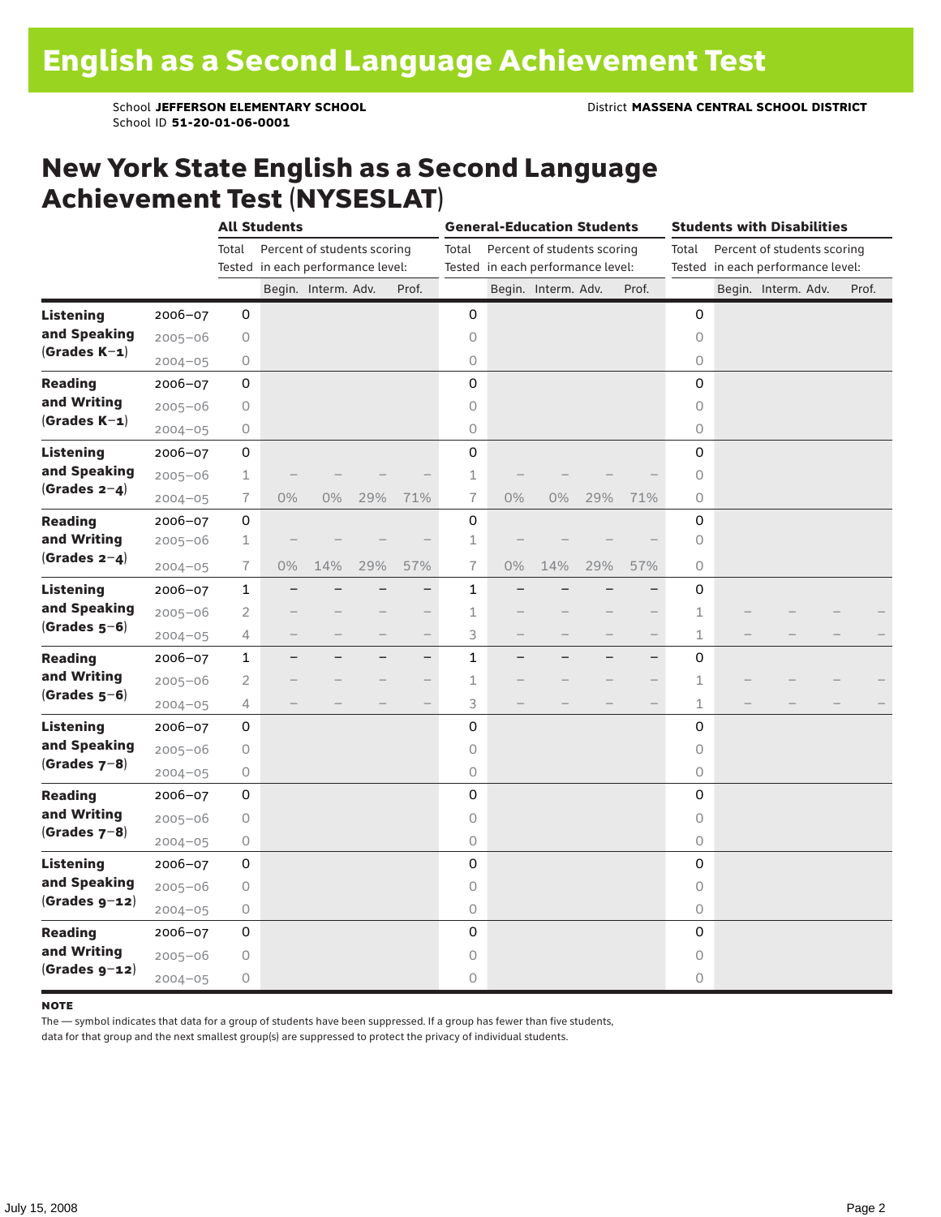# English as a Second Language Achievement Test

School **JEFFERSON ELEMENTARY SCHOOL** District **MASSENA CENTRAL SCHOOL DISTRICT**
School ID **51-20-01-06-0001**

## New York State English as a Second Language Achievement Test (NYSESLAT)

| | | All Students | | | | | General-Education Students | | | | | Students with Disabilities | | | | |
|---|---|---|---|---|---|---|---|---|---|---|---|---|---|---|---|---|
| | | Total Tested | Percent of students scoring in each performance level: | | | | Total Tested | Percent of students scoring in each performance level: | | | | Total Tested | Percent of students scoring in each performance level: | | | |
| | | | Begin. | Interm. | Adv. | Prof. | | Begin. | Interm. | Adv. | Prof. | | Begin. | Interm. | Adv. | Prof. |
| **Listening and Speaking (Grades K–1)** | 2006–07 | 0 | | | | | 0 | | | | | 0 | | | | |
| | 2005–06 | 0 | | | | | 0 | | | | | 0 | | | | |
| | 2004–05 | 0 | | | | | 0 | | | | | 0 | | | | |
| **Reading and Writing (Grades K–1)** | 2006–07 | 0 | | | | | 0 | | | | | 0 | | | | |
| | 2005–06 | 0 | | | | | 0 | | | | | 0 | | | | |
| | 2004–05 | 0 | | | | | 0 | | | | | 0 | | | | |
| **Listening and Speaking (Grades 2–4)** | 2006–07 | 0 | | | | | 0 | | | | | 0 | | | | |
| | 2005–06 | 1 | – | – | – | – | 1 | – | – | – | – | 0 | | | | |
| | 2004–05 | 7 | 0% | 0% | 29% | 71% | 7 | 0% | 0% | 29% | 71% | 0 | | | | |
| **Reading and Writing (Grades 2–4)** | 2006–07 | 0 | | | | | 0 | | | | | 0 | | | | |
| | 2005–06 | 1 | – | – | – | – | 1 | – | – | – | – | 0 | | | | |
| | 2004–05 | 7 | 0% | 14% | 29% | 57% | 7 | 0% | 14% | 29% | 57% | 0 | | | | |
| **Listening and Speaking (Grades 5–6)** | 2006–07 | 1 | – | – | – | – | 1 | – | – | – | – | 0 | | | | |
| | 2005–06 | 2 | – | – | – | – | 1 | – | – | – | – | 1 | – | – | – | – |
| | 2004–05 | 4 | – | – | – | – | 3 | – | – | – | – | 1 | – | – | – | – |
| **Reading and Writing (Grades 5–6)** | 2006–07 | 1 | – | – | – | – | 1 | – | – | – | – | 0 | | | | |
| | 2005–06 | 2 | – | – | – | – | 1 | – | – | – | – | 1 | – | – | – | – |
| | 2004–05 | 4 | – | – | – | – | 3 | – | – | – | – | 1 | – | – | – | – |
| **Listening and Speaking (Grades 7–8)** | 2006–07 | 0 | | | | | 0 | | | | | 0 | | | | |
| | 2005–06 | 0 | | | | | 0 | | | | | 0 | | | | |
| | 2004–05 | 0 | | | | | 0 | | | | | 0 | | | | |
| **Reading and Writing (Grades 7–8)** | 2006–07 | 0 | | | | | 0 | | | | | 0 | | | | |
| | 2005–06 | 0 | | | | | 0 | | | | | 0 | | | | |
| | 2004–05 | 0 | | | | | 0 | | | | | 0 | | | | |
| **Listening and Speaking (Grades 9–12)** | 2006–07 | 0 | | | | | 0 | | | | | 0 | | | | |
| | 2005–06 | 0 | | | | | 0 | | | | | 0 | | | | |
| | 2004–05 | 0 | | | | | 0 | | | | | 0 | | | | |
| **Reading and Writing (Grades 9–12)** | 2006–07 | 0 | | | | | 0 | | | | | 0 | | | | |
| | 2005–06 | 0 | | | | | 0 | | | | | 0 | | | | |
| | 2004–05 | 0 | | | | | 0 | | | | | 0 | | | | |

**NOTE**

The — symbol indicates that data for a group of students have been suppressed. If a group has fewer than five students, data for that group and the next smallest group(s) are suppressed to protect the privacy of individual students.

July 15, 2008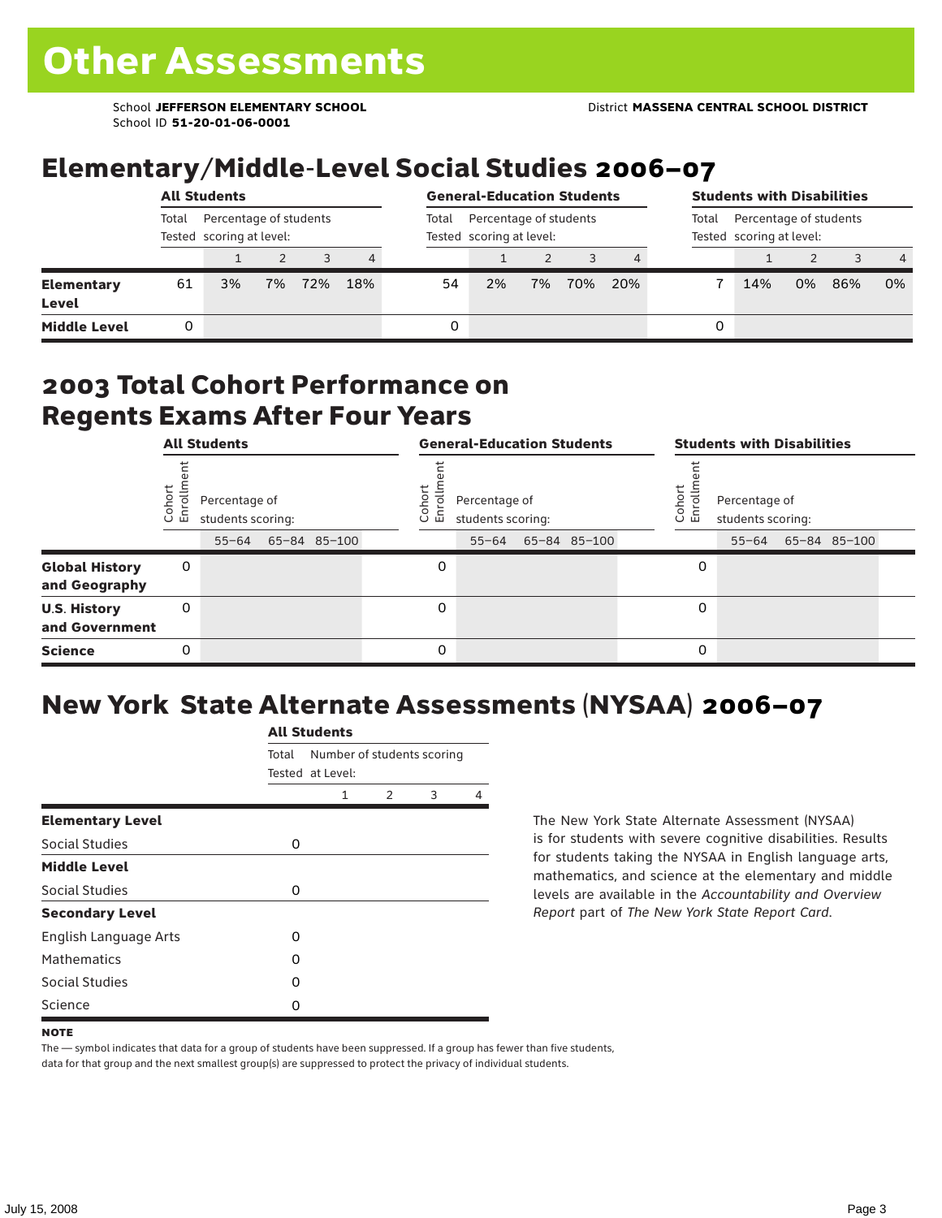# Other Assessments

School **JEFFERSON ELEMENTARY SCHOOL** District **MASSENA CENTRAL SCHOOL DISTRICT**
School ID **51-20-01-06-0001**

## Elementary/Middle-Level Social Studies 2006–07

| | All Students | | | | | General-Education Students | | | | | Students with Disabilities | | | | |
|---|---|---|---|---|---|---|---|---|---|---|---|---|---|---|---|
| | Total Tested | Percentage of students scoring at level: | | | | Total Tested | Percentage of students scoring at level: | | | | Total Tested | Percentage of students scoring at level: | | | |
| | | 1 | 2 | 3 | 4 | | 1 | 2 | 3 | 4 | | 1 | 2 | 3 | 4 |
| **Elementary Level** | 61 | 3% | 7% | 72% | 18% | 54 | 2% | 7% | 70% | 20% | 7 | 14% | 0% | 86% | 0% |
| **Middle Level** | 0 | | | | | 0 | | | | | 0 | | | | |

## 2003 Total Cohort Performance on Regents Exams After Four Years

| | All Students | | | | General-Education Students | | | | Students with Disabilities | | | |
|---|---|---|---|---|---|---|---|---|---|---|---|---|
| | Cohort Enrollment | Percentage of students scoring: | | | Cohort Enrollment | Percentage of students scoring: | | | Cohort Enrollment | Percentage of students scoring: | | |
| | | 55–64 | 65–84 | 85–100 | | 55–64 | 65–84 | 85–100 | | 55–64 | 65–84 | 85–100 |
| **Global History and Geography** | 0 | | | | 0 | | | | 0 | | | |
| **U.S. History and Government** | 0 | | | | 0 | | | | 0 | | | |
| **Science** | 0 | | | | 0 | | | | 0 | | | |

## New York State Alternate Assessments (NYSAA) 2006–07

| | All Students | | | | |
|---|---|---|---|---|---|
| | Total Tested | Number of students scoring at Level: | | | |
| | | 1 | 2 | 3 | 4 |
| **Elementary Level** | | | | | |
| Social Studies | 0 | | | | |
| **Middle Level** | | | | | |
| Social Studies | 0 | | | | |
| **Secondary Level** | | | | | |
| English Language Arts | 0 | | | | |
| Mathematics | 0 | | | | |
| Social Studies | 0 | | | | |
| Science | 0 | | | | |

The New York State Alternate Assessment (NYSAA) is for students with severe cognitive disabilities. Results for students taking the NYSAA in English language arts, mathematics, and science at the elementary and middle levels are available in the *Accountability and Overview Report* part of *The New York State Report Card*.

**NOTE**

The — symbol indicates that data for a group of students have been suppressed. If a group has fewer than five students, data for that group and the next smallest group(s) are suppressed to protect the privacy of individual students.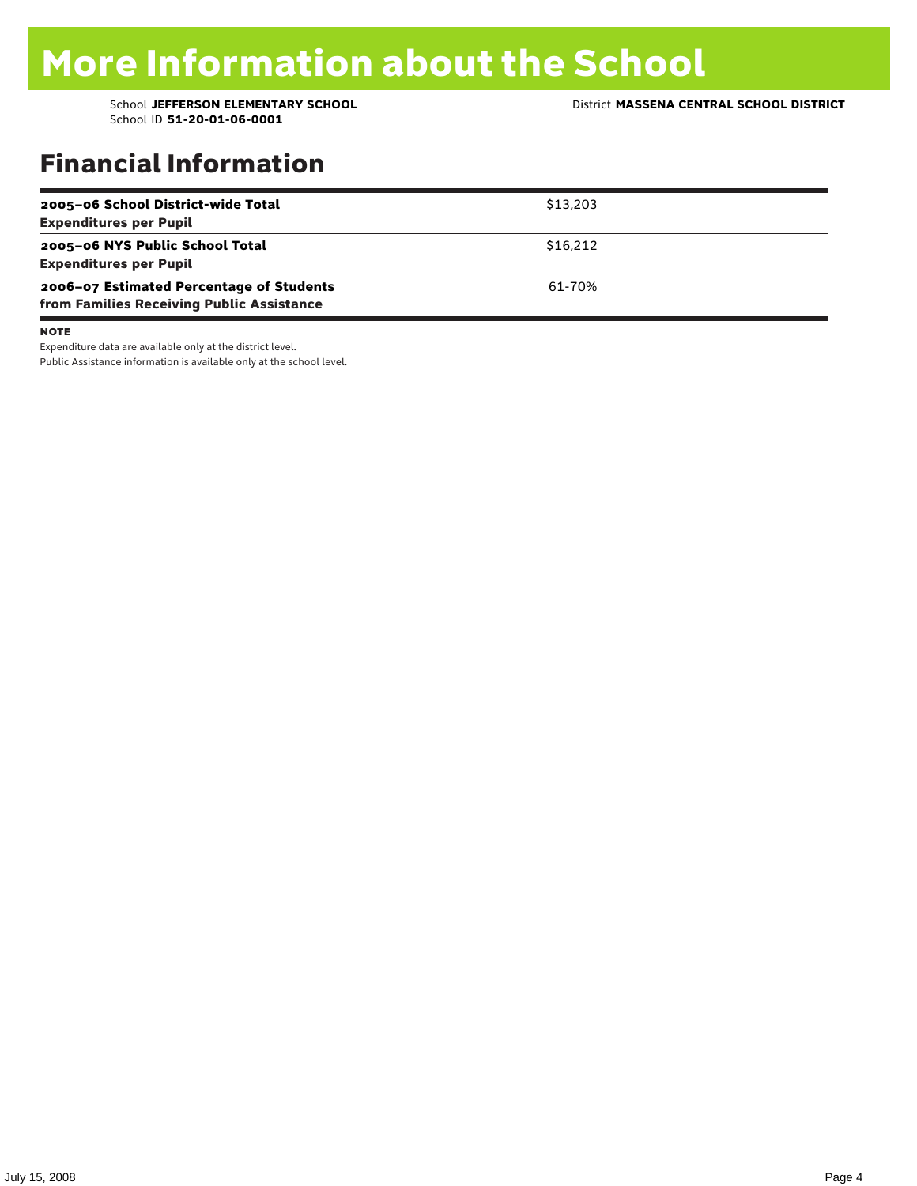# More Information about the School

School **JEFFERSON ELEMENTARY SCHOOL**
School ID **51-20-01-06-0001**

District **MASSENA CENTRAL SCHOOL DISTRICT**

## Financial Information

| | |
|---|---|
| **2005–06 School District-wide Total Expenditures per Pupil** | $13,203 |
| **2005–06 NYS Public School Total Expenditures per Pupil** | $16,212 |
| **2006–07 Estimated Percentage of Students from Families Receiving Public Assistance** | 61-70% |

**NOTE**

Expenditure data are available only at the district level.

Public Assistance information is available only at the school level.